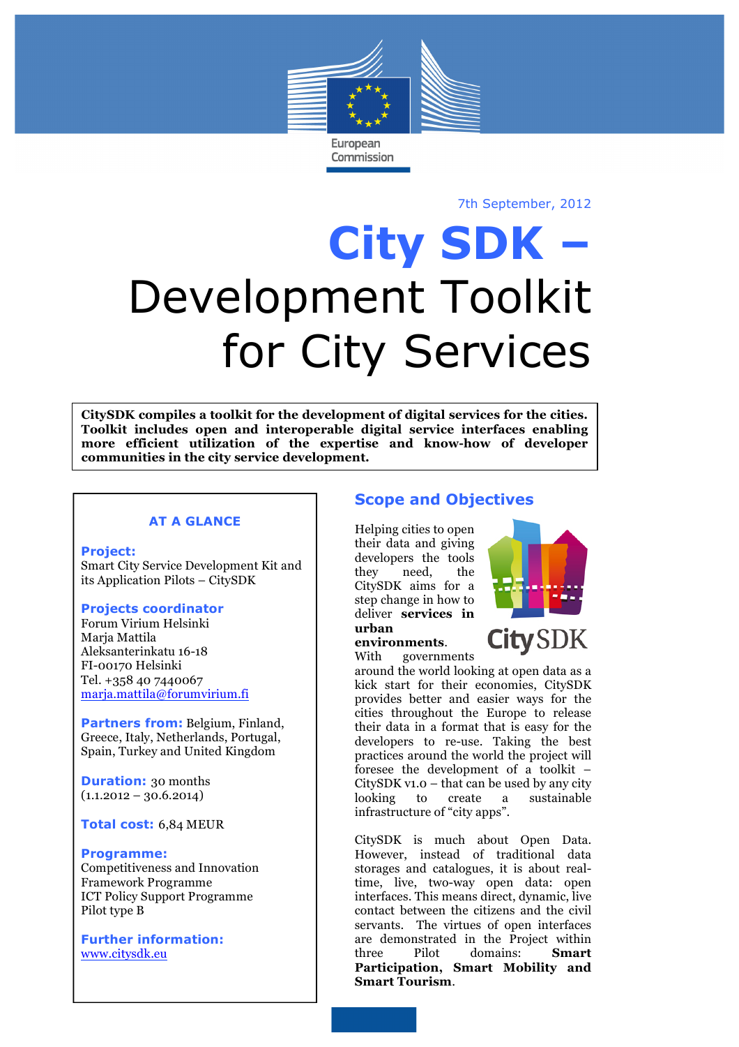European Commission

7th September, 2012

# City SDK – Development Toolkit for City Services

**CitySDK compiles a toolkit for the development of digital services for the cities. Toolkit includes open and interoperable digital service interfaces enabling more efficient utilization of the expertise and know-how of developer communities in the city service development.**

### AT A GLANCE

**Project:**
Smart City Service Development Kit and its Application Pilots – CitySDK

**Projects coordinator**
Forum Virium Helsinki
Marja Mattila
Aleksanterinkatu 16-18
FI-00170 Helsinki
Tel. +358 40 7440067
marja.mattila@forumvirium.fi

**Partners from:** Belgium, Finland, Greece, Italy, Netherlands, Portugal, Spain, Turkey and United Kingdom

**Duration:** 30 months
(1.1.2012 – 30.6.2014)

**Total cost:** 6,84 MEUR

**Programme:**
Competitiveness and Innovation Framework Programme
ICT Policy Support Programme
Pilot type B

**Further information:**
www.citysdk.eu

## Scope and Objectives

Helping cities to open their data and giving developers the tools they need, the CitySDK aims for a step change in how to deliver **services in urban environments**. With governments around the world looking at open data as a kick start for their economies, CitySDK provides better and easier ways for the cities throughout the Europe to release their data in a format that is easy for the developers to re-use. Taking the best practices around the world the project will foresee the development of a toolkit – CitySDK v1.0 – that can be used by any city looking to create a sustainable infrastructure of "city apps".

CitySDK is much about Open Data. However, instead of traditional data storages and catalogues, it is about real-time, live, two-way open data: open interfaces. This means direct, dynamic, live contact between the citizens and the civil servants. The virtues of open interfaces are demonstrated in the Project within three Pilot domains: **Smart Participation, Smart Mobility and Smart Tourism**.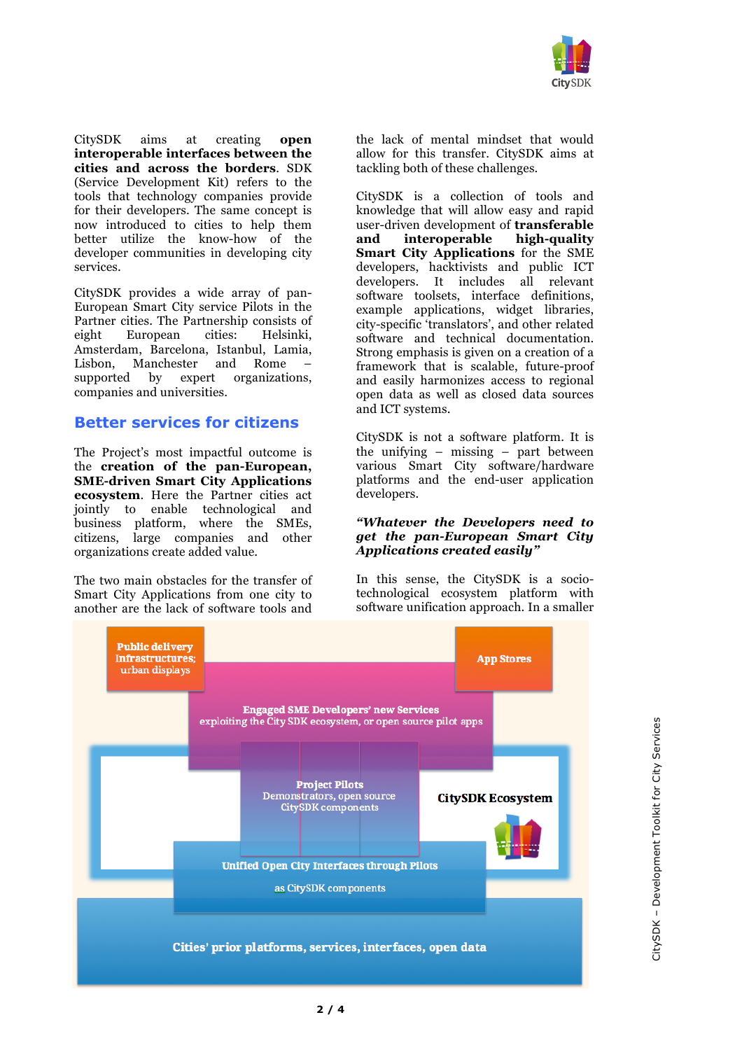CitySDK aims at creating **open interoperable interfaces between the cities and across the borders**. SDK (Service Development Kit) refers to the tools that technology companies provide for their developers. The same concept is now introduced to cities to help them better utilize the know-how of the developer communities in developing city services.

CitySDK provides a wide array of pan-European Smart City service Pilots in the Partner cities. The Partnership consists of eight European cities: Helsinki, Amsterdam, Barcelona, Istanbul, Lamia, Lisbon, Manchester and Rome – supported by expert organizations, companies and universities.

## Better services for citizens

The Project's most impactful outcome is the **creation of the pan-European, SME-driven Smart City Applications ecosystem**. Here the Partner cities act jointly to enable technological and business platform, where the SMEs, citizens, large companies and other organizations create added value.

The two main obstacles for the transfer of Smart City Applications from one city to another are the lack of software tools and the lack of mental mindset that would allow for this transfer. CitySDK aims at tackling both of these challenges.

CitySDK is a collection of tools and knowledge that will allow easy and rapid user-driven development of **transferable and interoperable high-quality Smart City Applications** for the SME developers, hacktivists and public ICT developers. It includes all relevant software toolsets, interface definitions, example applications, widget libraries, city-specific 'translators', and other related software and technical documentation. Strong emphasis is given on a creation of a framework that is scalable, future-proof and easily harmonizes access to regional open data as well as closed data sources and ICT systems.

CitySDK is not a software platform. It is the unifying – missing – part between various Smart City software/hardware platforms and the end-user application developers.

***"Whatever the Developers need to get the pan-European Smart City Applications created easily"***

In this sense, the CitySDK is a socio-technological ecosystem platform with software unification approach. In a smaller

**Public delivery Infrastructures; urban displays**

**App Stores**

**Engaged SME Developers' new Services**
exploiting the City SDK ecosystem, or open source pilot apps

**Project Pilots**
Demonstrators, open source CitySDK components

**CitySDK Ecosystem**

**Unified Open City Interfaces through Pilots**
as CitySDK components

**Cities' prior platforms, services, interfaces, open data**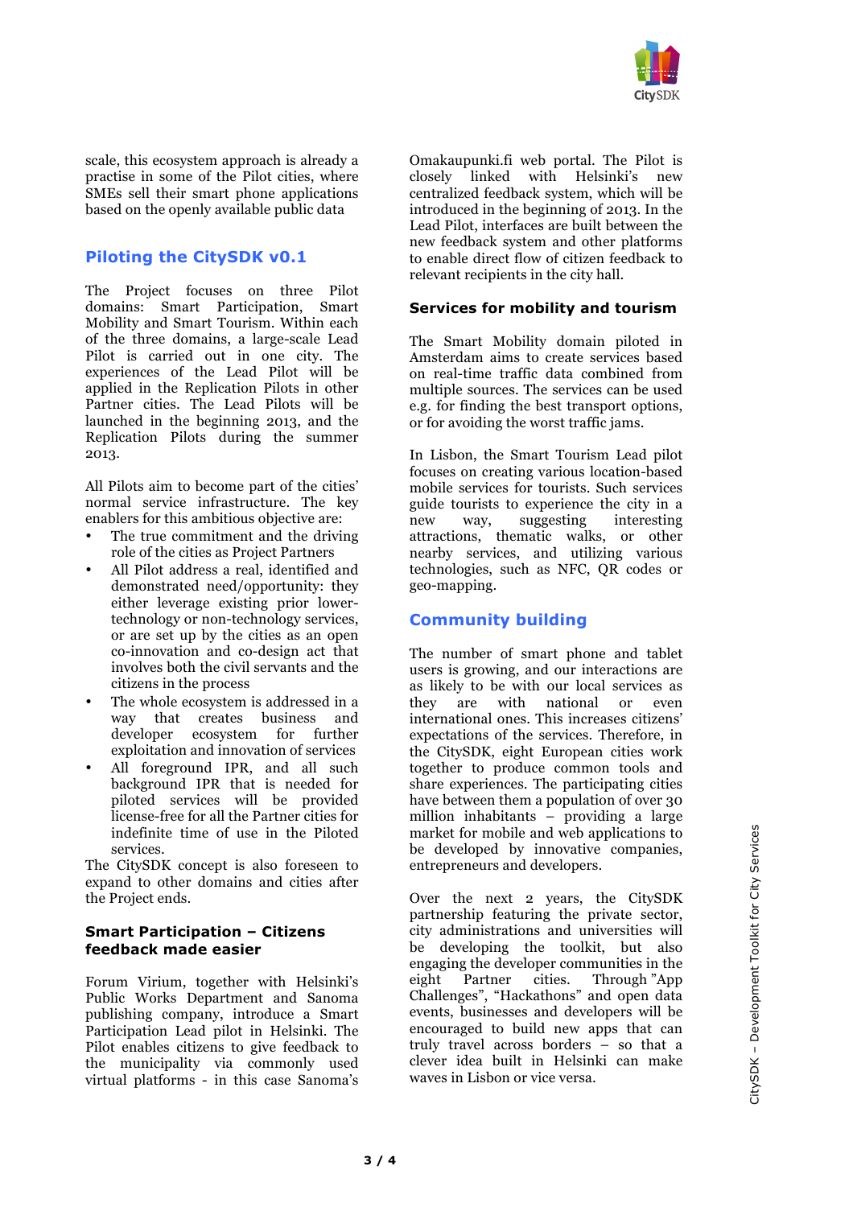scale, this ecosystem approach is already a practise in some of the Pilot cities, where SMEs sell their smart phone applications based on the openly available public data

## Piloting the CitySDK v0.1

The Project focuses on three Pilot domains: Smart Participation, Smart Mobility and Smart Tourism. Within each of the three domains, a large-scale Lead Pilot is carried out in one city. The experiences of the Lead Pilot will be applied in the Replication Pilots in other Partner cities. The Lead Pilots will be launched in the beginning 2013, and the Replication Pilots during the summer 2013.

All Pilots aim to become part of the cities' normal service infrastructure. The key enablers for this ambitious objective are:

- The true commitment and the driving role of the cities as Project Partners
- All Pilot address a real, identified and demonstrated need/opportunity: they either leverage existing prior lower-technology or non-technology services, or are set up by the cities as an open co-innovation and co-design act that involves both the civil servants and the citizens in the process
- The whole ecosystem is addressed in a way that creates business and developer ecosystem for further exploitation and innovation of services
- All foreground IPR, and all such background IPR that is needed for piloted services will be provided license-free for all the Partner cities for indefinite time of use in the Piloted services.

The CitySDK concept is also foreseen to expand to other domains and cities after the Project ends.

### Smart Participation – Citizens feedback made easier

Forum Virium, together with Helsinki's Public Works Department and Sanoma publishing company, introduce a Smart Participation Lead pilot in Helsinki. The Pilot enables citizens to give feedback to the municipality via commonly used virtual platforms - in this case Sanoma's Omakaupunki.fi web portal. The Pilot is closely linked with Helsinki's new centralized feedback system, which will be introduced in the beginning of 2013. In the Lead Pilot, interfaces are built between the new feedback system and other platforms to enable direct flow of citizen feedback to relevant recipients in the city hall.

### Services for mobility and tourism

The Smart Mobility domain piloted in Amsterdam aims to create services based on real-time traffic data combined from multiple sources. The services can be used e.g. for finding the best transport options, or for avoiding the worst traffic jams.

In Lisbon, the Smart Tourism Lead pilot focuses on creating various location-based mobile services for tourists. Such services guide tourists to experience the city in a new way, suggesting interesting attractions, thematic walks, or other nearby services, and utilizing various technologies, such as NFC, QR codes or geo-mapping.

## Community building

The number of smart phone and tablet users is growing, and our interactions are as likely to be with our local services as they are with national or even international ones. This increases citizens' expectations of the services. Therefore, in the CitySDK, eight European cities work together to produce common tools and share experiences. The participating cities have between them a population of over 30 million inhabitants – providing a large market for mobile and web applications to be developed by innovative companies, entrepreneurs and developers.

Over the next 2 years, the CitySDK partnership featuring the private sector, city administrations and universities will be developing the toolkit, but also engaging the developer communities in the eight Partner cities. Through "App Challenges", "Hackathons" and open data events, businesses and developers will be encouraged to build new apps that can truly travel across borders – so that a clever idea built in Helsinki can make waves in Lisbon or vice versa.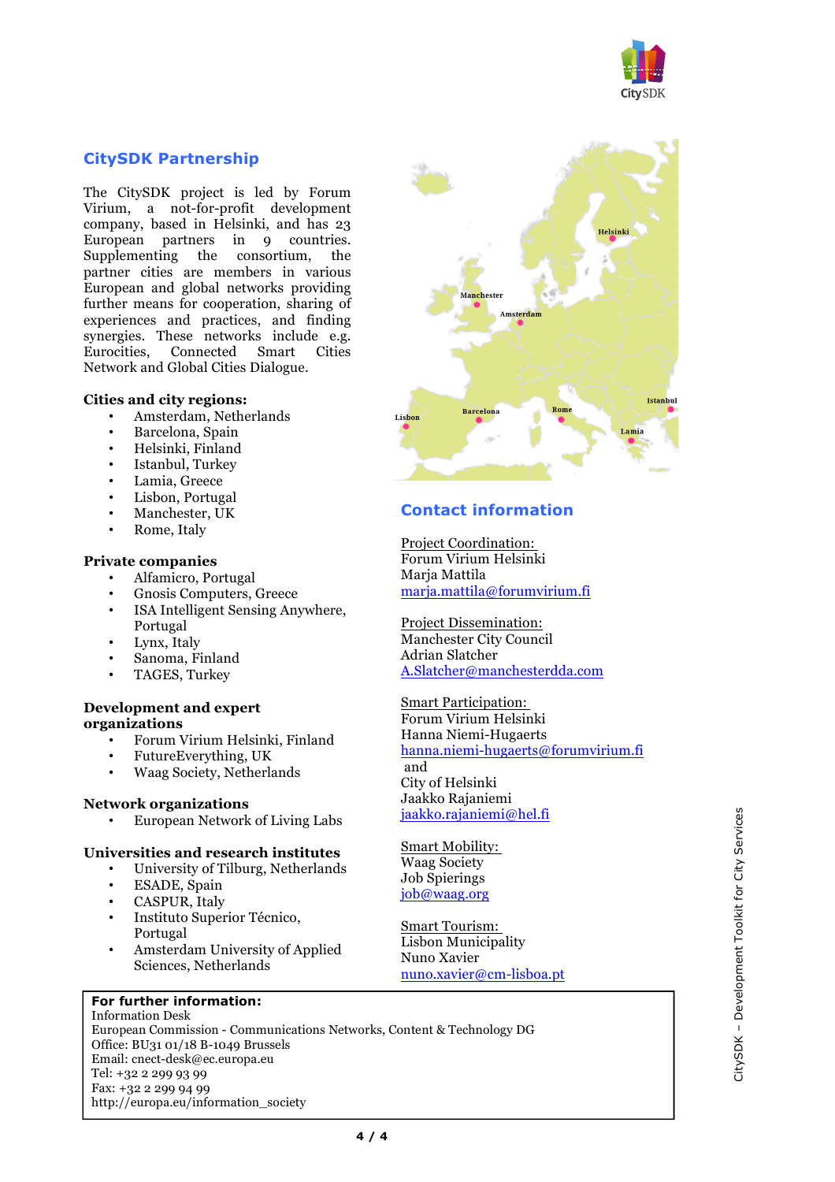## CitySDK Partnership

The CitySDK project is led by Forum Virium, a not-for-profit development company, based in Helsinki, and has 23 European partners in 9 countries. Supplementing the consortium, the partner cities are members in various European and global networks providing further means for cooperation, sharing of experiences and practices, and finding synergies. These networks include e.g. Eurocities, Connected Smart Cities Network and Global Cities Dialogue.

**Cities and city regions:**

- Amsterdam, Netherlands
- Barcelona, Spain
- Helsinki, Finland
- Istanbul, Turkey
- Lamia, Greece
- Lisbon, Portugal
- Manchester, UK
- Rome, Italy

**Private companies**

- Alfamicro, Portugal
- Gnosis Computers, Greece
- ISA Intelligent Sensing Anywhere, Portugal
- Lynx, Italy
- Sanoma, Finland
- TAGES, Turkey

**Development and expert organizations**

- Forum Virium Helsinki, Finland
- FutureEverything, UK
- Waag Society, Netherlands

**Network organizations**

- European Network of Living Labs

**Universities and research institutes**

- University of Tilburg, Netherlands
- ESADE, Spain
- CASPUR, Italy
- Instituto Superior Técnico, Portugal
- Amsterdam University of Applied Sciences, Netherlands

Helsinki
Manchester
Amsterdam
Lisbon
Barcelona
Rome
Istanbul
Lamia

## Contact information

Project Coordination:
Forum Virium Helsinki
Marja Mattila
marja.mattila@forumvirium.fi

Project Dissemination:
Manchester City Council
Adrian Slatcher
A.Slatcher@manchesterdda.com

Smart Participation:
Forum Virium Helsinki
Hanna Niemi-Hugaerts
hanna.niemi-hugaerts@forumvirium.fi
and
City of Helsinki
Jaakko Rajaniemi
jaakko.rajaniemi@hel.fi

Smart Mobility:
Waag Society
Job Spierings
job@waag.org

Smart Tourism:
Lisbon Municipality
Nuno Xavier
nuno.xavier@cm-lisboa.pt

**For further information:**
Information Desk
European Commission - Communications Networks, Content & Technology DG
Office: BU31 01/18 B-1049 Brussels
Email: cnect-desk@ec.europa.eu
Tel: +32 2 299 93 99
Fax: +32 2 299 94 99
http://europa.eu/information_society